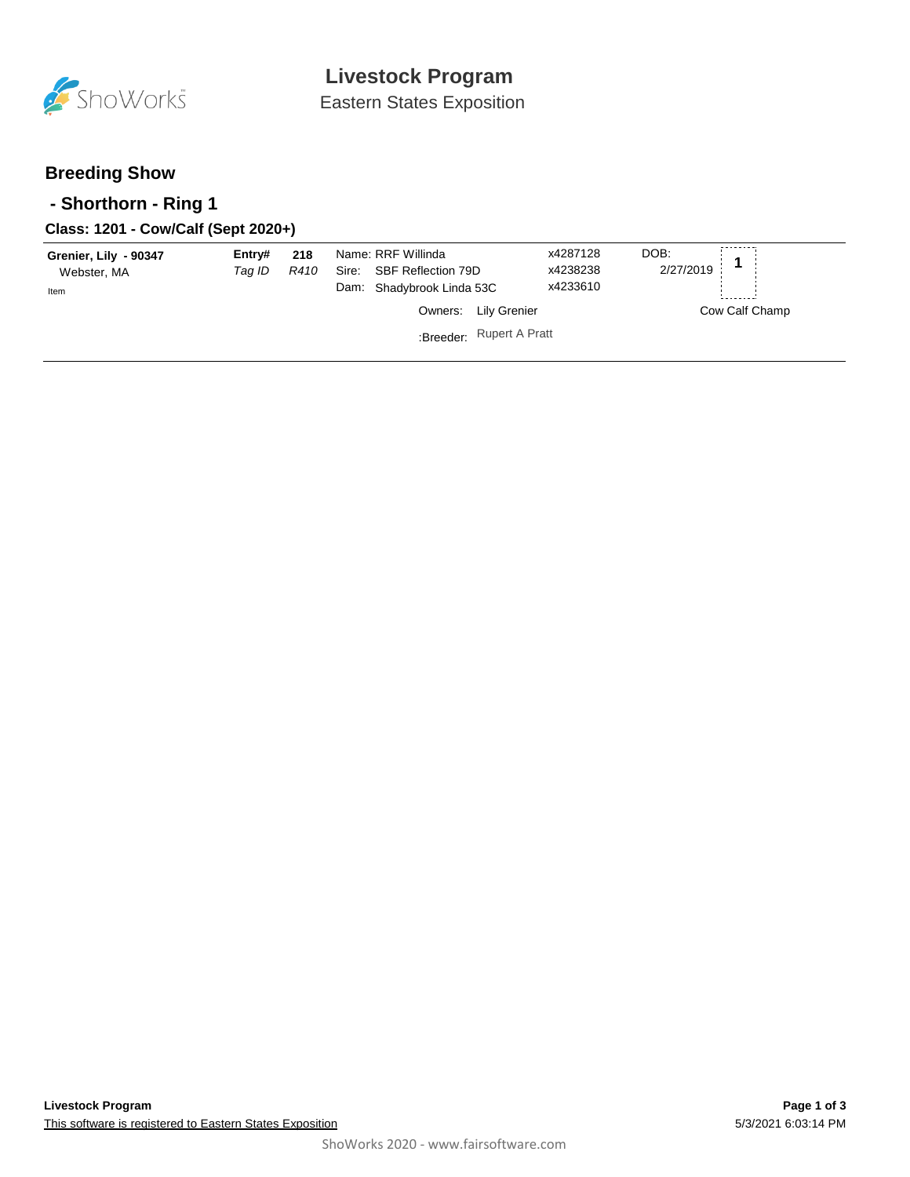# Livestock Program

Eastern States Exposition

## Breeding Show

### - Shorthorn - Ring 1

#### Class: 1201 - Cow/Calf (Sept 2020+)

| Exhibitor | Entry# / Tag ID | | Animal | Reg # | DOB | Place |
|---|---|---|---|---|---|---|
| **Grenier, Lily - 90347** | **Entry#** | **218** | Name: RRF Willinda | x4287128 | DOB: 2/27/2019 | 1 |
| Webster, MA | *Tag ID* | *R410* | Sire: SBF Reflection 79D | x4238238 | | |
| Item | | | Dam: Shadybrook Linda 53C | x4233610 | | |
| | | | Owners: Lily Grenier | | | Cow Calf Champ |
| | | | :Breeder: Rupert A Pratt | | | |

**Livestock Program**

This software is registered to Eastern States Exposition

5/3/2021 6:03:14 PM

ShoWorks 2020 - www.fairsoftware.com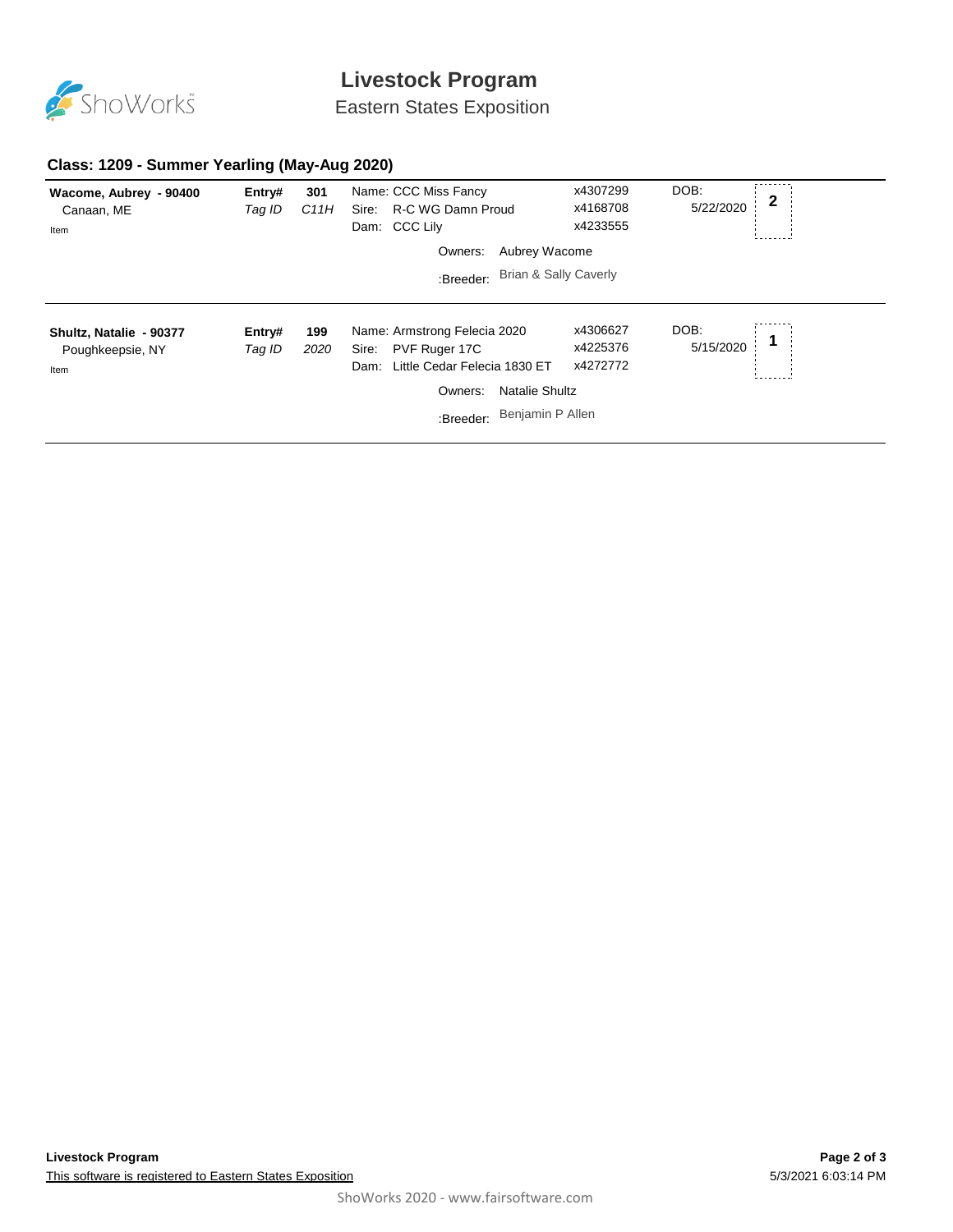# Livestock Program

Eastern States Exposition

## Class: 1209 - Summer Yearling (May-Aug 2020)

| Exhibitor | Entry# / Tag ID | | Animal | Reg # | DOB | Place |
|---|---|---|---|---|---|---|
| **Wacome, Aubrey - 90400**<br>Canaan, ME<br>Item | **Entry#**<br>*Tag ID* | **301**<br>*C11H* | Name: CCC Miss Fancy<br>Sire: R-C WG Damn Proud<br>Dam: CCC Lily<br>Owners: Aubrey Wacome<br>:Breeder: Brian & Sally Caverly | x4307299<br>x4168708<br>x4233555 | DOB: 5/22/2020 | **2** |
| **Shultz, Natalie - 90377**<br>Poughkeepsie, NY<br>Item | **Entry#**<br>*Tag ID* | **199**<br>*2020* | Name: Armstrong Felecia 2020<br>Sire: PVF Ruger 17C<br>Dam: Little Cedar Felecia 1830 ET<br>Owners: Natalie Shultz<br>:Breeder: Benjamin P Allen | x4306627<br>x4225376<br>x4272772 | DOB: 5/15/2020 | **1** |

**Livestock Program**

This software is registered to Eastern States Exposition

5/3/2021 6:03:14 PM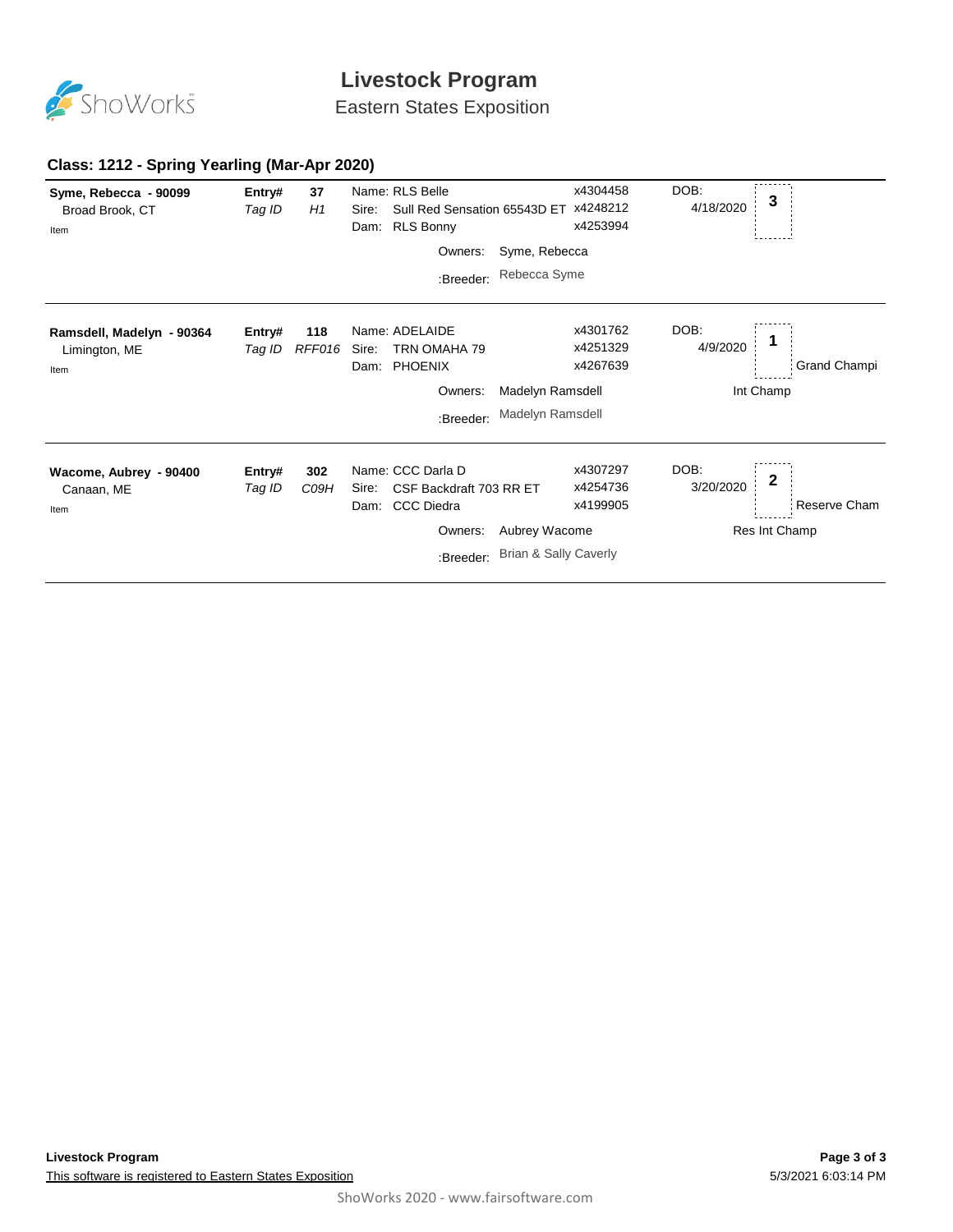# Livestock Program

Eastern States Exposition

### Class: 1212 - Spring Yearling (Mar-Apr 2020)

**Syme, Rebecca - 90099**
Broad Brook, CT
Item

**Entry#** 37
*Tag ID* *H1*

Name: RLS Belle — x4304458
Sire: Sull Red Sensation 65543D ET — x4248212
Dam: RLS Bonny — x4253994

Owners: Syme, Rebecca
:Breeder: Rebecca Syme

DOB: 4/18/2020

Placing: **3**

---

**Ramsdell, Madelyn - 90364**
Limington, ME
Item

**Entry#** 118
*Tag ID* *RFF016*

Name: ADELAIDE — x4301762
Sire: TRN OMAHA 79 — x4251329
Dam: PHOENIX — x4267639

Owners: Madelyn Ramsdell
:Breeder: Madelyn Ramsdell

DOB: 4/9/2020

Placing: **1**

Grand Champi

Int Champ

---

**Wacome, Aubrey - 90400**
Canaan, ME
Item

**Entry#** 302
*Tag ID* *C09H*

Name: CCC Darla D — x4307297
Sire: CSF Backdraft 703 RR ET — x4254736
Dam: CCC Diedra — x4199905

Owners: Aubrey Wacome
:Breeder: Brian & Sally Caverly

DOB: 3/20/2020

Placing: **2**

Reserve Cham

Res Int Champ

---

**Livestock Program**

This software is registered to Eastern States Exposition

5/3/2021 6:03:14 PM

ShoWorks 2020 - www.fairsoftware.com